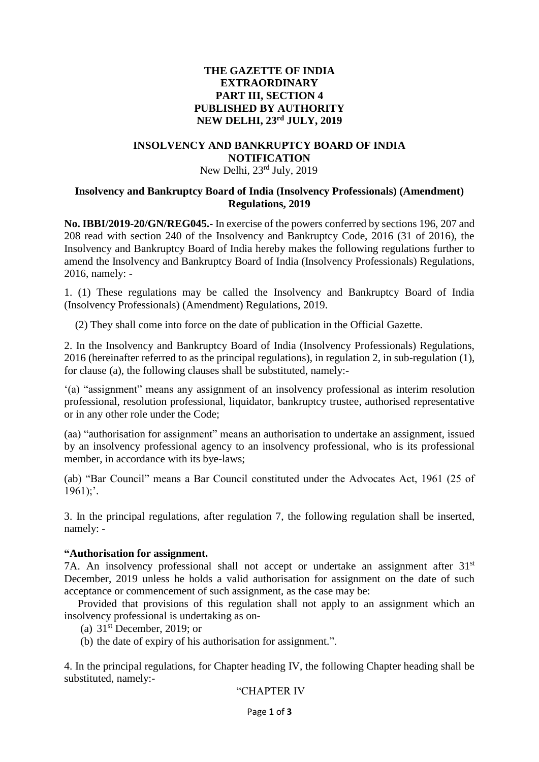**THE GAZETTE OF INDIA**
**EXTRAORDINARY**
**PART III, SECTION 4**
**PUBLISHED BY AUTHORITY**
**NEW DELHI, 23rd JULY, 2019**

**INSOLVENCY AND BANKRUPTCY BOARD OF INDIA**
**NOTIFICATION**
New Delhi, 23rd July, 2019

**Insolvency and Bankruptcy Board of India (Insolvency Professionals) (Amendment) Regulations, 2019**

**No. IBBI/2019-20/GN/REG045.-** In exercise of the powers conferred by sections 196, 207 and 208 read with section 240 of the Insolvency and Bankruptcy Code, 2016 (31 of 2016), the Insolvency and Bankruptcy Board of India hereby makes the following regulations further to amend the Insolvency and Bankruptcy Board of India (Insolvency Professionals) Regulations, 2016, namely: -

1. (1) These regulations may be called the Insolvency and Bankruptcy Board of India (Insolvency Professionals) (Amendment) Regulations, 2019.

(2) They shall come into force on the date of publication in the Official Gazette.

2. In the Insolvency and Bankruptcy Board of India (Insolvency Professionals) Regulations, 2016 (hereinafter referred to as the principal regulations), in regulation 2, in sub-regulation (1), for clause (a), the following clauses shall be substituted, namely:-

'(a) "assignment" means any assignment of an insolvency professional as interim resolution professional, resolution professional, liquidator, bankruptcy trustee, authorised representative or in any other role under the Code;

(aa) "authorisation for assignment" means an authorisation to undertake an assignment, issued by an insolvency professional agency to an insolvency professional, who is its professional member, in accordance with its bye-laws;

(ab) "Bar Council" means a Bar Council constituted under the Advocates Act, 1961 (25 of 1961);'.

3. In the principal regulations, after regulation 7, the following regulation shall be inserted, namely: -

**"Authorisation for assignment.**

7A. An insolvency professional shall not accept or undertake an assignment after 31st December, 2019 unless he holds a valid authorisation for assignment on the date of such acceptance or commencement of such assignment, as the case may be:

Provided that provisions of this regulation shall not apply to an assignment which an insolvency professional is undertaking as on-

(a) 31st December, 2019; or

(b) the date of expiry of his authorisation for assignment.".

4. In the principal regulations, for Chapter heading IV, the following Chapter heading shall be substituted, namely:-

"CHAPTER IV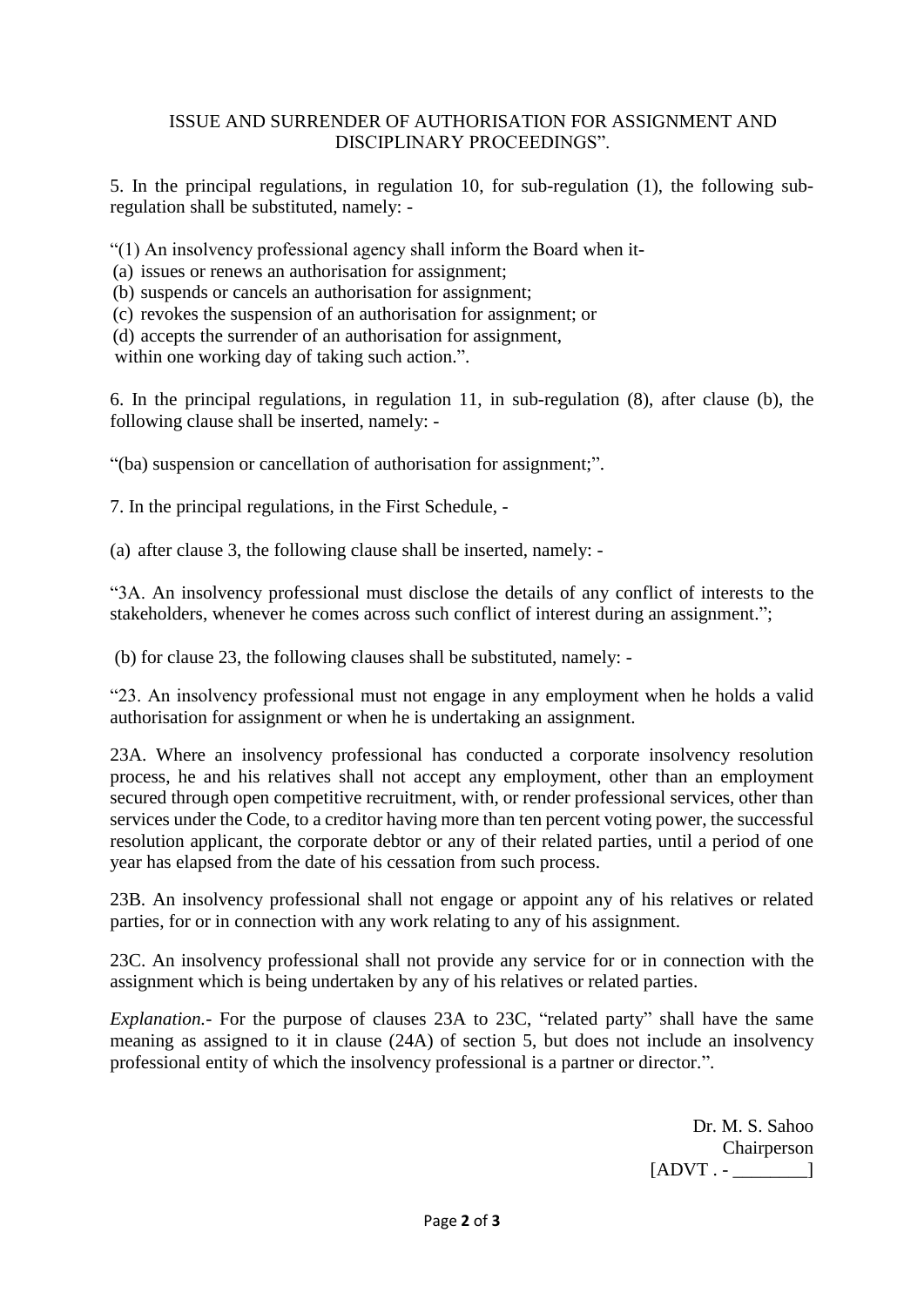ISSUE AND SURRENDER OF AUTHORISATION FOR ASSIGNMENT AND DISCIPLINARY PROCEEDINGS".

5. In the principal regulations, in regulation 10, for sub-regulation (1), the following sub-regulation shall be substituted, namely: -

"(1) An insolvency professional agency shall inform the Board when it-
(a) issues or renews an authorisation for assignment;
(b) suspends or cancels an authorisation for assignment;
(c) revokes the suspension of an authorisation for assignment; or
(d) accepts the surrender of an authorisation for assignment,
within one working day of taking such action.".

6. In the principal regulations, in regulation 11, in sub-regulation (8), after clause (b), the following clause shall be inserted, namely: -

"(ba) suspension or cancellation of authorisation for assignment;".

7. In the principal regulations, in the First Schedule, -

(a) after clause 3, the following clause shall be inserted, namely: -

"3A. An insolvency professional must disclose the details of any conflict of interests to the stakeholders, whenever he comes across such conflict of interest during an assignment.";

(b) for clause 23, the following clauses shall be substituted, namely: -

"23. An insolvency professional must not engage in any employment when he holds a valid authorisation for assignment or when he is undertaking an assignment.

23A. Where an insolvency professional has conducted a corporate insolvency resolution process, he and his relatives shall not accept any employment, other than an employment secured through open competitive recruitment, with, or render professional services, other than services under the Code, to a creditor having more than ten percent voting power, the successful resolution applicant, the corporate debtor or any of their related parties, until a period of one year has elapsed from the date of his cessation from such process.

23B. An insolvency professional shall not engage or appoint any of his relatives or related parties, for or in connection with any work relating to any of his assignment.

23C. An insolvency professional shall not provide any service for or in connection with the assignment which is being undertaken by any of his relatives or related parties.

*Explanation.-* For the purpose of clauses 23A to 23C, "related party" shall have the same meaning as assigned to it in clause (24A) of section 5, but does not include an insolvency professional entity of which the insolvency professional is a partner or director.".

Dr. M. S. Sahoo
Chairperson
[ADVT . - ________]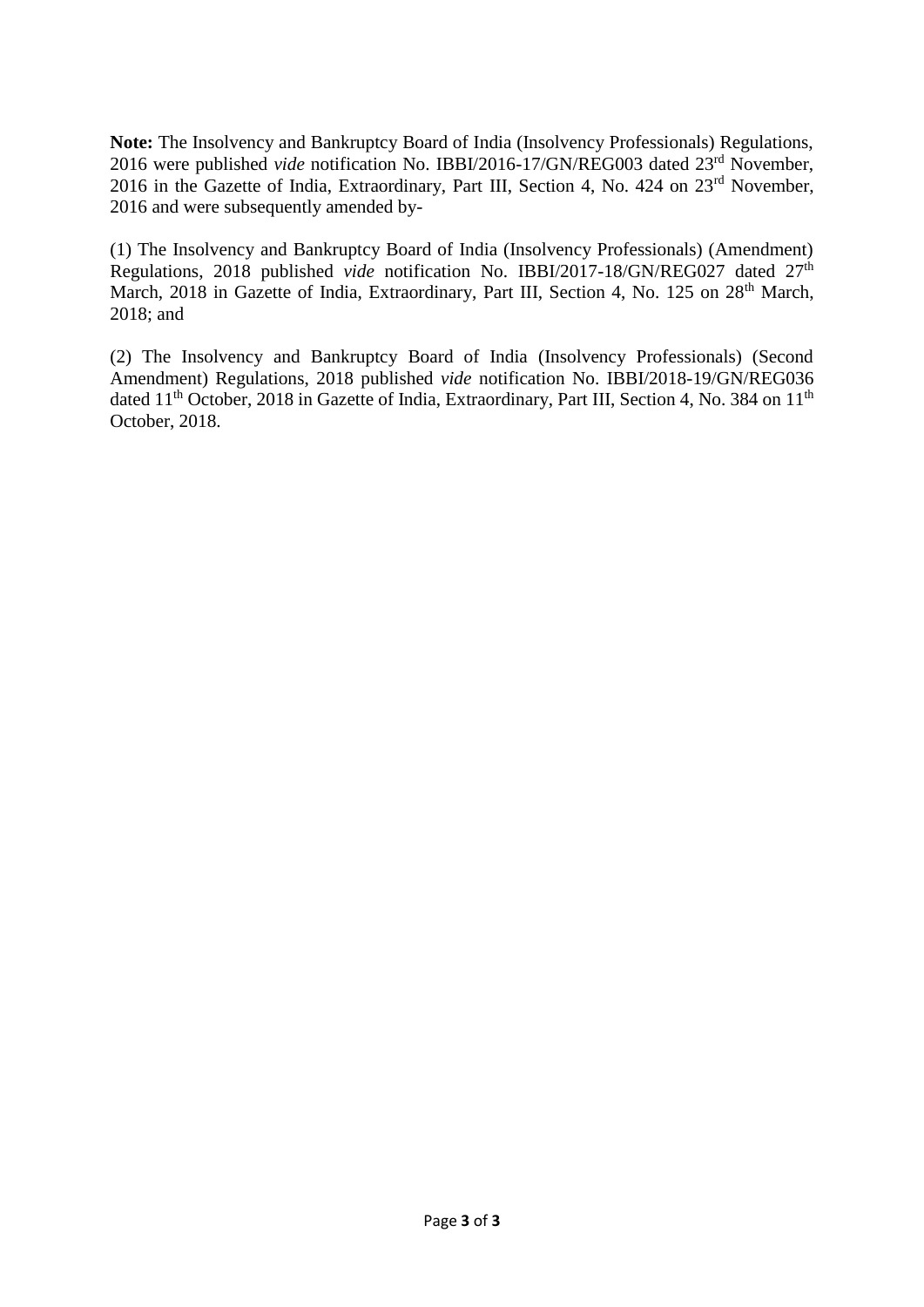**Note:** The Insolvency and Bankruptcy Board of India (Insolvency Professionals) Regulations, 2016 were published *vide* notification No. IBBI/2016-17/GN/REG003 dated 23rd November, 2016 in the Gazette of India, Extraordinary, Part III, Section 4, No. 424 on 23rd November, 2016 and were subsequently amended by-

(1) The Insolvency and Bankruptcy Board of India (Insolvency Professionals) (Amendment) Regulations, 2018 published *vide* notification No. IBBI/2017-18/GN/REG027 dated 27th March, 2018 in Gazette of India, Extraordinary, Part III, Section 4, No. 125 on 28th March, 2018; and

(2) The Insolvency and Bankruptcy Board of India (Insolvency Professionals) (Second Amendment) Regulations, 2018 published *vide* notification No. IBBI/2018-19/GN/REG036 dated 11th October, 2018 in Gazette of India, Extraordinary, Part III, Section 4, No. 384 on 11th October, 2018.